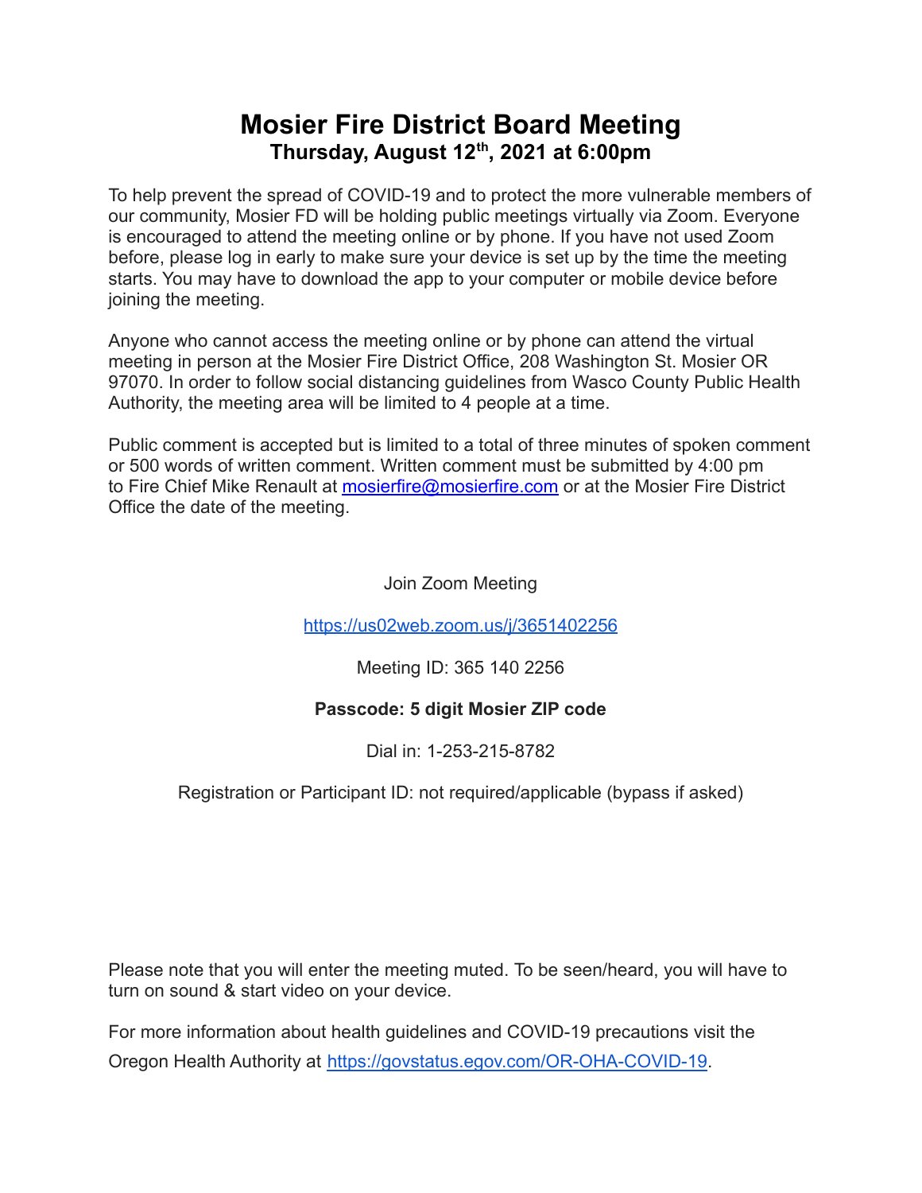# Mosier Fire District Board Meeting

## Thursday, August 12th, 2021 at 6:00pm

To help prevent the spread of COVID-19 and to protect the more vulnerable members of our community, Mosier FD will be holding public meetings virtually via Zoom. Everyone is encouraged to attend the meeting online or by phone. If you have not used Zoom before, please log in early to make sure your device is set up by the time the meeting starts. You may have to download the app to your computer or mobile device before joining the meeting.

Anyone who cannot access the meeting online or by phone can attend the virtual meeting in person at the Mosier Fire District Office, 208 Washington St. Mosier OR 97070. In order to follow social distancing guidelines from Wasco County Public Health Authority, the meeting area will be limited to 4 people at a time.

Public comment is accepted but is limited to a total of three minutes of spoken comment or 500 words of written comment. Written comment must be submitted by 4:00 pm to Fire Chief Mike Renault at mosierfire@mosierfire.com or at the Mosier Fire District Office the date of the meeting.

Join Zoom Meeting

https://us02web.zoom.us/j/3651402256

Meeting ID: 365 140 2256

**Passcode: 5 digit Mosier ZIP code**

Dial in: 1-253-215-8782

Registration or Participant ID: not required/applicable (bypass if asked)

Please note that you will enter the meeting muted. To be seen/heard, you will have to turn on sound & start video on your device.

For more information about health guidelines and COVID-19 precautions visit the Oregon Health Authority at https://govstatus.egov.com/OR-OHA-COVID-19.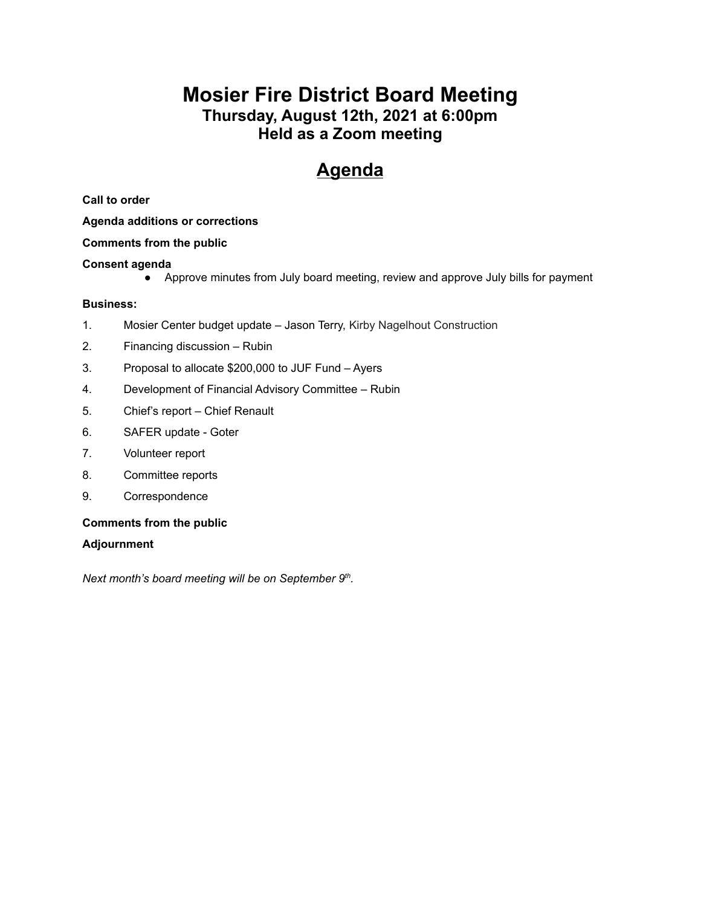# Mosier Fire District Board Meeting

### Thursday, August 12th, 2021 at 6:00pm
### Held as a Zoom meeting

## Agenda

**Call to order**

**Agenda additions or corrections**

**Comments from the public**

**Consent agenda**

- Approve minutes from July board meeting, review and approve July bills for payment

**Business:**

1. Mosier Center budget update – Jason Terry, Kirby Nagelhout Construction
2. Financing discussion – Rubin
3. Proposal to allocate $200,000 to JUF Fund – Ayers
4. Development of Financial Advisory Committee – Rubin
5. Chief's report – Chief Renault
6. SAFER update - Goter
7. Volunteer report
8. Committee reports
9. Correspondence

**Comments from the public**

**Adjournment**

*Next month's board meeting will be on September 9th.*